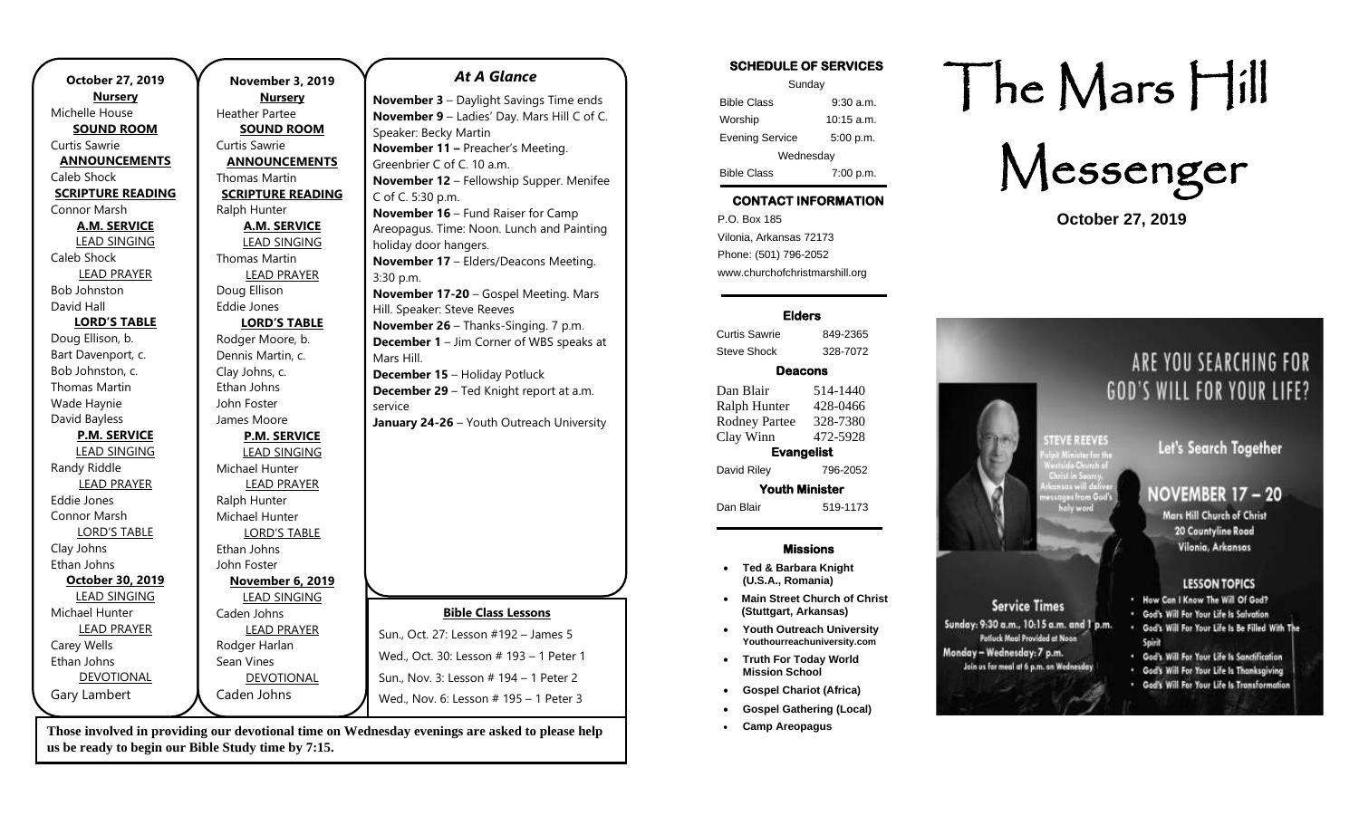**October 27, 2019**

**Nursery**
Michelle House

**SOUND ROOM**
Curtis Sawrie

**ANNOUNCEMENTS**
Caleb Shock

**SCRIPTURE READING**
Connor Marsh

**A.M. SERVICE**

LEAD SINGING
Caleb Shock

LEAD PRAYER
Bob Johnston
David Hall

**LORD'S TABLE**
Doug Ellison, b.
Bart Davenport, c.
Bob Johnston, c.
Thomas Martin
Wade Haynie
David Bayless

**P.M. SERVICE**

LEAD SINGING
Randy Riddle

LEAD PRAYER
Eddie Jones
Connor Marsh

LORD'S TABLE
Clay Johns
Ethan Johns

**October 30, 2019**

LEAD SINGING
Michael Hunter

LEAD PRAYER
Carey Wells
Ethan Johns

DEVOTIONAL
Gary Lambert

**November 3, 2019**

**Nursery**
Heather Partee

**SOUND ROOM**
Curtis Sawrie

**ANNOUNCEMENTS**
Thomas Martin

**SCRIPTURE READING**
Ralph Hunter

**A.M. SERVICE**

LEAD SINGING
Thomas Martin

LEAD PRAYER
Doug Ellison
Eddie Jones

**LORD'S TABLE**
Rodger Moore, b.
Dennis Martin, c.
Clay Johns, c.
Ethan Johns
John Foster
James Moore

**P.M. SERVICE**

LEAD SINGING
Michael Hunter

LEAD PRAYER
Ralph Hunter
Michael Hunter

LORD'S TABLE
Ethan Johns
John Foster

**November 6, 2019**

LEAD SINGING
Caden Johns

LEAD PRAYER
Rodger Harlan
Sean Vines

DEVOTIONAL
Caden Johns

## *At A Glance*

**November 3** – Daylight Savings Time ends
**November 9** – Ladies' Day. Mars Hill C of C. Speaker: Becky Martin
**November 11 –** Preacher's Meeting. Greenbrier C of C. 10 a.m.
**November 12** – Fellowship Supper. Menifee C of C. 5:30 p.m.
**November 16** – Fund Raiser for Camp Areopagus. Time: Noon. Lunch and Painting holiday door hangers.
**November 17** – Elders/Deacons Meeting. 3:30 p.m.
**November 17-20** – Gospel Meeting. Mars Hill. Speaker: Steve Reeves
**November 26** – Thanks-Singing. 7 p.m.
**December 1** – Jim Corner of WBS speaks at Mars Hill.
**December 15** – Holiday Potluck
**December 29** – Ted Knight report at a.m. service
**January 24-26** – Youth Outreach University

**Bible Class Lessons**

Sun., Oct. 27: Lesson #192 – James 5
Wed., Oct. 30: Lesson # 193 – 1 Peter 1
Sun., Nov. 3: Lesson # 194 – 1 Peter 2
Wed., Nov. 6: Lesson # 195 – 1 Peter 3

**Those involved in providing our devotional time on Wednesday evenings are asked to please help us be ready to begin our Bible Study time by 7:15.**

**SCHEDULE OF SERVICES**

Sunday

| | |
|---|---|
| Bible Class | 9:30 a.m. |
| Worship | 10:15 a.m. |
| Evening Service | 5:00 p.m. |

Wednesday

| | |
|---|---|
| Bible Class | 7:00 p.m. |

**CONTACT INFORMATION**

P.O. Box 185
Vilonia, Arkansas 72173
Phone: (501) 796-2052
www.churchofchristmarshill.org

**Elders**

| | |
|---|---|
| Curtis Sawrie | 849-2365 |
| Steve Shock | 328-7072 |

**Deacons**

| | |
|---|---|
| Dan Blair | 514-1440 |
| Ralph Hunter | 428-0466 |
| Rodney Partee | 328-7380 |
| Clay Winn | 472-5928 |

**Evangelist**

| | |
|---|---|
| David Riley | 796-2052 |

**Youth Minister**

| | |
|---|---|
| Dan Blair | 519-1173 |

**Missions**

- **Ted & Barbara Knight (U.S.A., Romania)**
- **Main Street Church of Christ (Stuttgart, Arkansas)**
- **Youth Outreach University Youthourreachuniversity.com**
- **Truth For Today World Mission School**
- **Gospel Chariot (Africa)**
- **Gospel Gathering (Local)**
- **Camp Areopagus**

# The Mars Hill Messenger

**October 27, 2019**

ARE YOU SEARCHING FOR GOD'S WILL FOR YOUR LIFE?

STEVE REEVES
Pulpit Minister for the Westside Church of Christ in Searcy, Arkansas will deliver messages from God's holy word

Let's Search Together

NOVEMBER 17 – 20
Mars Hill Church of Christ
20 Countyline Road
Vilonia, Arkansas

Service Times
Sunday: 9:30 a.m., 10:15 a.m. and 1 p.m.
Potluck Meal Provided at Noon
Monday – Wednesday: 7 p.m.
Join us for meal at 6 p.m. on Wednesday

LESSON TOPICS
- How Can I Know The Will Of God?
- God's Will For Your Life Is Salvation
- God's Will For Your Life Is Be Filled With The Spirit
- God's Will For Your Life Is Sanctification
- God's Will For Your Life Is Thanksgiving
- God's Will For Your Life Is Transformation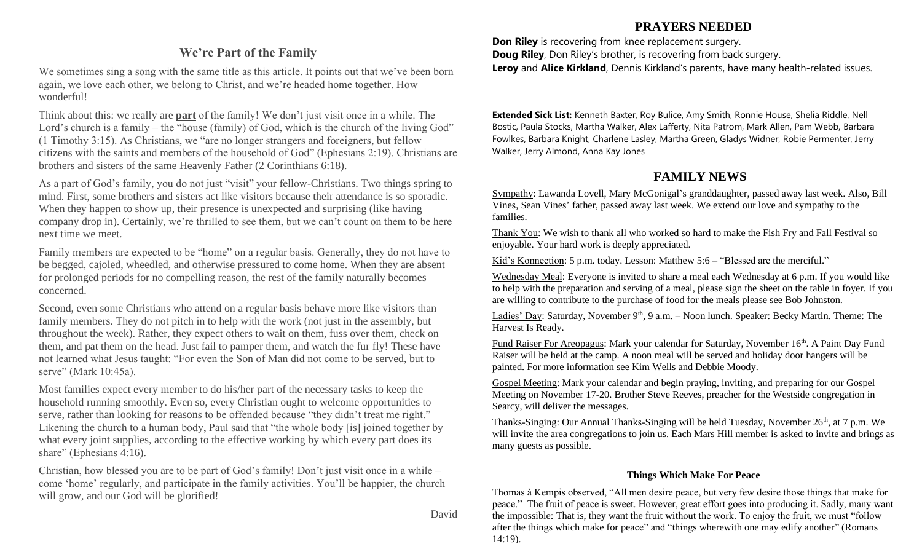## We're Part of the Family

We sometimes sing a song with the same title as this article. It points out that we've been born again, we love each other, we belong to Christ, and we're headed home together. How wonderful!

Think about this: we really are **part** of the family! We don't just visit once in a while. The Lord's church is a family – the "house (family) of God, which is the church of the living God" (1 Timothy 3:15). As Christians, we "are no longer strangers and foreigners, but fellow citizens with the saints and members of the household of God" (Ephesians 2:19). Christians are brothers and sisters of the same Heavenly Father (2 Corinthians 6:18).

As a part of God's family, you do not just "visit" your fellow-Christians. Two things spring to mind. First, some brothers and sisters act like visitors because their attendance is so sporadic. When they happen to show up, their presence is unexpected and surprising (like having company drop in). Certainly, we're thrilled to see them, but we can't count on them to be here next time we meet.

Family members are expected to be "home" on a regular basis. Generally, they do not have to be begged, cajoled, wheedled, and otherwise pressured to come home. When they are absent for prolonged periods for no compelling reason, the rest of the family naturally becomes concerned.

Second, even some Christians who attend on a regular basis behave more like visitors than family members. They do not pitch in to help with the work (not just in the assembly, but throughout the week). Rather, they expect others to wait on them, fuss over them, check on them, and pat them on the head. Just fail to pamper them, and watch the fur fly! These have not learned what Jesus taught: "For even the Son of Man did not come to be served, but to serve" (Mark 10:45a).

Most families expect every member to do his/her part of the necessary tasks to keep the household running smoothly. Even so, every Christian ought to welcome opportunities to serve, rather than looking for reasons to be offended because "they didn't treat me right." Likening the church to a human body, Paul said that "the whole body [is] joined together by what every joint supplies, according to the effective working by which every part does its share" (Ephesians 4:16).

Christian, how blessed you are to be part of God's family! Don't just visit once in a while – come 'home' regularly, and participate in the family activities. You'll be happier, the church will grow, and our God will be glorified!

David

## PRAYERS NEEDED

**Don Riley** is recovering from knee replacement surgery.
**Doug Riley**, Don Riley's brother, is recovering from back surgery.
**Leroy** and **Alice Kirkland**, Dennis Kirkland's parents, have many health-related issues.

**Extended Sick List:** Kenneth Baxter, Roy Bulice, Amy Smith, Ronnie House, Shelia Riddle, Nell Bostic, Paula Stocks, Martha Walker, Alex Lafferty, Nita Patrom, Mark Allen, Pam Webb, Barbara Fowlkes, Barbara Knight, Charlene Lasley, Martha Green, Gladys Widner, Robie Permenter, Jerry Walker, Jerry Almond, Anna Kay Jones

## FAMILY NEWS

Sympathy: Lawanda Lovell, Mary McGonigal's granddaughter, passed away last week. Also, Bill Vines, Sean Vines' father, passed away last week. We extend our love and sympathy to the families.

Thank You: We wish to thank all who worked so hard to make the Fish Fry and Fall Festival so enjoyable. Your hard work is deeply appreciated.

Kid's Konnection: 5 p.m. today. Lesson: Matthew 5:6 – "Blessed are the merciful."

Wednesday Meal: Everyone is invited to share a meal each Wednesday at 6 p.m. If you would like to help with the preparation and serving of a meal, please sign the sheet on the table in foyer. If you are willing to contribute to the purchase of food for the meals please see Bob Johnston.

Ladies' Day: Saturday, November 9th, 9 a.m. – Noon lunch. Speaker: Becky Martin. Theme: The Harvest Is Ready.

Fund Raiser For Areopagus: Mark your calendar for Saturday, November 16th. A Paint Day Fund Raiser will be held at the camp. A noon meal will be served and holiday door hangers will be painted. For more information see Kim Wells and Debbie Moody.

Gospel Meeting: Mark your calendar and begin praying, inviting, and preparing for our Gospel Meeting on November 17-20. Brother Steve Reeves, preacher for the Westside congregation in Searcy, will deliver the messages.

Thanks-Singing: Our Annual Thanks-Singing will be held Tuesday, November 26th, at 7 p.m. We will invite the area congregations to join us. Each Mars Hill member is asked to invite and brings as many guests as possible.

#### Things Which Make For Peace

Thomas à Kempis observed, "All men desire peace, but very few desire those things that make for peace." The fruit of peace is sweet. However, great effort goes into producing it. Sadly, many want the impossible: That is, they want the fruit without the work. To enjoy the fruit, we must "follow after the things which make for peace" and "things wherewith one may edify another" (Romans 14:19).